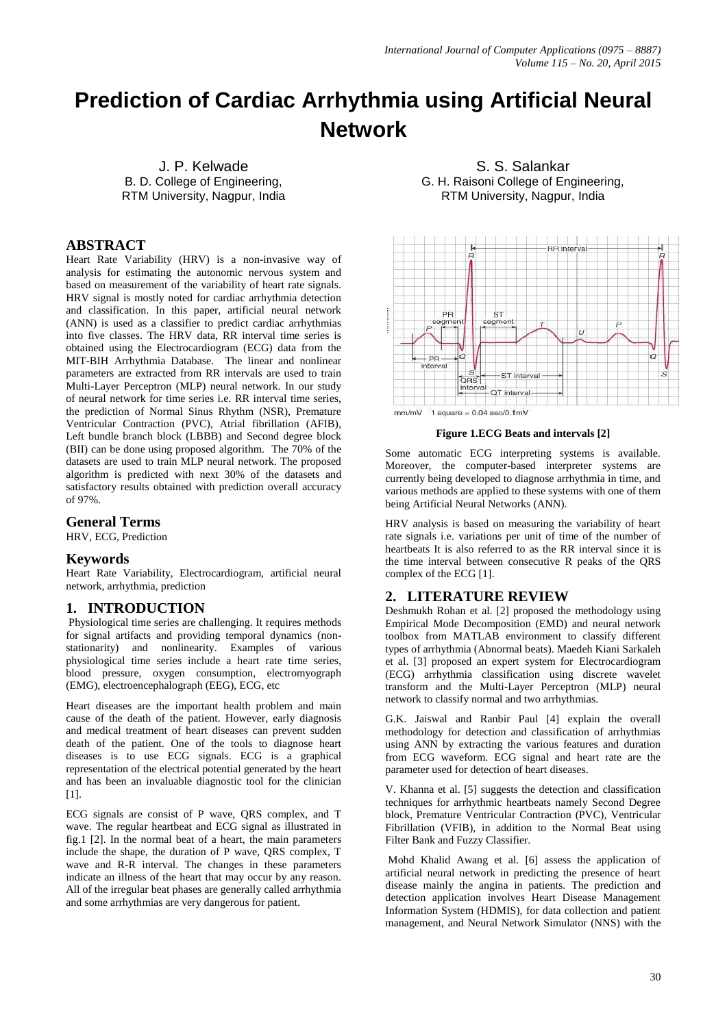# Prediction of Cardiac Arrhythmia using Artificial Neural Network

J. P. Kelwade
B. D. College of Engineering,
RTM University, Nagpur, India

S. S. Salankar
G. H. Raisoni College of Engineering,
RTM University, Nagpur, India

## ABSTRACT

Heart Rate Variability (HRV) is a non-invasive way of analysis for estimating the autonomic nervous system and based on measurement of the variability of heart rate signals. HRV signal is mostly noted for cardiac arrhythmia detection and classification. In this paper, artificial neural network (ANN) is used as a classifier to predict cardiac arrhythmias into five classes. The HRV data, RR interval time series is obtained using the Electrocardiogram (ECG) data from the MIT-BIH Arrhythmia Database. The linear and nonlinear parameters are extracted from RR intervals are used to train Multi-Layer Perceptron (MLP) neural network. In our study of neural network for time series i.e. RR interval time series, the prediction of Normal Sinus Rhythm (NSR), Premature Ventricular Contraction (PVC), Atrial fibrillation (AFIB), Left bundle branch block (LBBB) and Second degree block (BII) can be done using proposed algorithm. The 70% of the datasets are used to train MLP neural network. The proposed algorithm is predicted with next 30% of the datasets and satisfactory results obtained with prediction overall accuracy of 97%.

## General Terms

HRV, ECG, Prediction

## Keywords

Heart Rate Variability, Electrocardiogram, artificial neural network, arrhythmia, prediction

## 1. INTRODUCTION

Physiological time series are challenging. It requires methods for signal artifacts and providing temporal dynamics (non-stationarity) and nonlinearity. Examples of various physiological time series include a heart rate time series, blood pressure, oxygen consumption, electromyograph (EMG), electroencephalograph (EEG), ECG, etc

Heart diseases are the important health problem and main cause of the death of the patient. However, early diagnosis and medical treatment of heart diseases can prevent sudden death of the patient. One of the tools to diagnose heart diseases is to use ECG signals. ECG is a graphical representation of the electrical potential generated by the heart and has been an invaluable diagnostic tool for the clinician [1].

ECG signals are consist of P wave, QRS complex, and T wave. The regular heartbeat and ECG signal as illustrated in fig.1 [2]. In the normal beat of a heart, the main parameters include the shape, the duration of P wave, QRS complex, T wave and R-R interval. The changes in these parameters indicate an illness of the heart that may occur by any reason. All of the irregular beat phases are generally called arrhythmia and some arrhythmias are very dangerous for patient.

**Figure 1.ECG Beats and intervals [2]**

Some automatic ECG interpreting systems is available. Moreover, the computer-based interpreter systems are currently being developed to diagnose arrhythmia in time, and various methods are applied to these systems with one of them being Artificial Neural Networks (ANN).

HRV analysis is based on measuring the variability of heart rate signals i.e. variations per unit of time of the number of heartbeats It is also referred to as the RR interval since it is the time interval between consecutive R peaks of the QRS complex of the ECG [1].

## 2. LITERATURE REVIEW

Deshmukh Rohan et al. [2] proposed the methodology using Empirical Mode Decomposition (EMD) and neural network toolbox from MATLAB environment to classify different types of arrhythmia (Abnormal beats). Maedeh Kiani Sarkaleh et al. [3] proposed an expert system for Electrocardiogram (ECG) arrhythmia classification using discrete wavelet transform and the Multi-Layer Perceptron (MLP) neural network to classify normal and two arrhythmias.

G.K. Jaiswal and Ranbir Paul [4] explain the overall methodology for detection and classification of arrhythmias using ANN by extracting the various features and duration from ECG waveform. ECG signal and heart rate are the parameter used for detection of heart diseases.

V. Khanna et al. [5] suggests the detection and classification techniques for arrhythmic heartbeats namely Second Degree block, Premature Ventricular Contraction (PVC), Ventricular Fibrillation (VFIB), in addition to the Normal Beat using Filter Bank and Fuzzy Classifier.

Mohd Khalid Awang et al. [6] assess the application of artificial neural network in predicting the presence of heart disease mainly the angina in patients. The prediction and detection application involves Heart Disease Management Information System (HDMIS), for data collection and patient management, and Neural Network Simulator (NNS) with the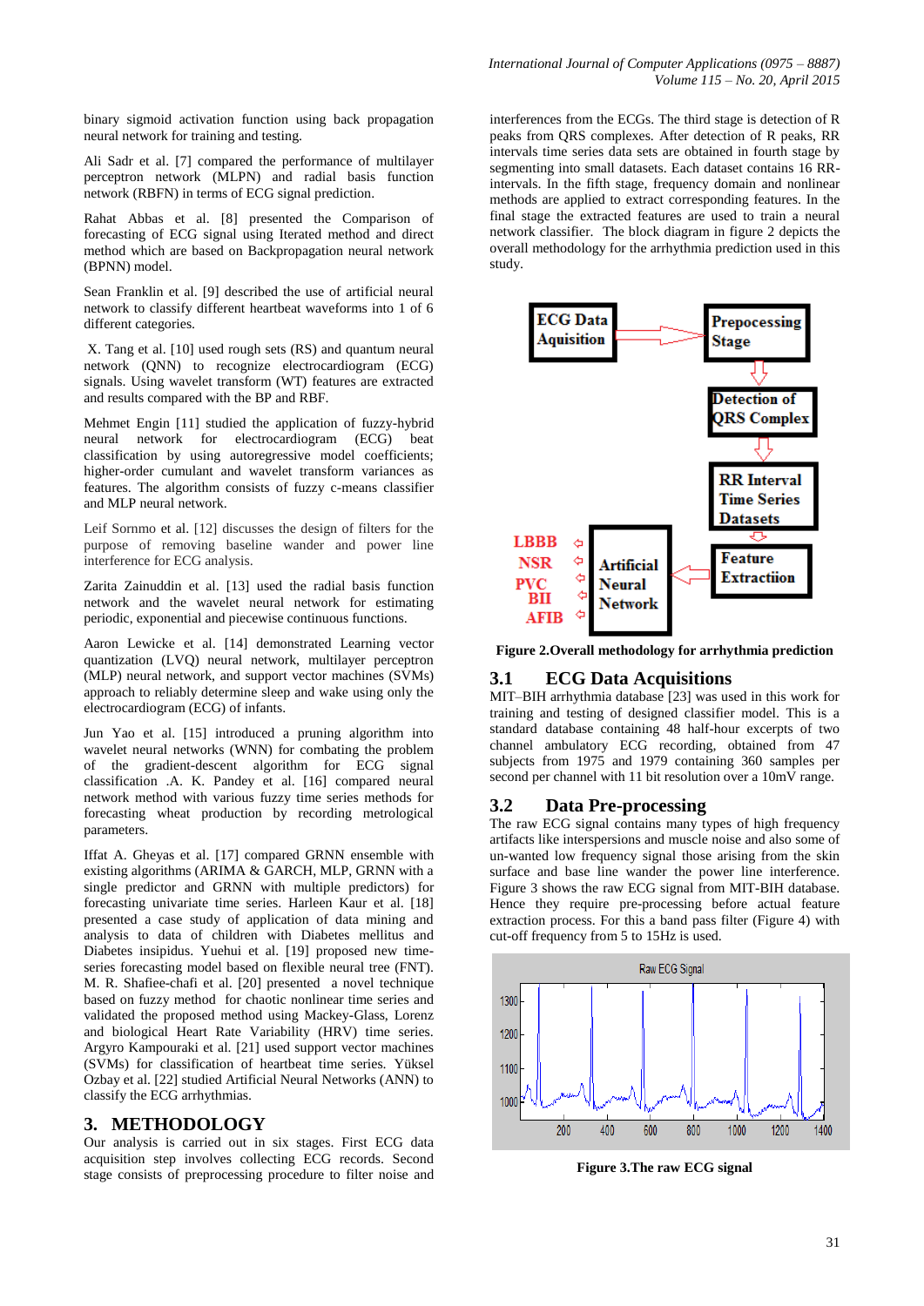binary sigmoid activation function using back propagation neural network for training and testing.

Ali Sadr et al. [7] compared the performance of multilayer perceptron network (MLPN) and radial basis function network (RBFN) in terms of ECG signal prediction.

Rahat Abbas et al. [8] presented the Comparison of forecasting of ECG signal using Iterated method and direct method which are based on Backpropagation neural network (BPNN) model.

Sean Franklin et al. [9] described the use of artificial neural network to classify different heartbeat waveforms into 1 of 6 different categories.

X. Tang et al. [10] used rough sets (RS) and quantum neural network (QNN) to recognize electrocardiogram (ECG) signals. Using wavelet transform (WT) features are extracted and results compared with the BP and RBF.

Mehmet Engin [11] studied the application of fuzzy-hybrid neural network for electrocardiogram (ECG) beat classification by using autoregressive model coefficients; higher-order cumulant and wavelet transform variances as features. The algorithm consists of fuzzy c-means classifier and MLP neural network.

Leif Sornmo et al. [12] discusses the design of filters for the purpose of removing baseline wander and power line interference for ECG analysis.

Zarita Zainuddin et al. [13] used the radial basis function network and the wavelet neural network for estimating periodic, exponential and piecewise continuous functions.

Aaron Lewicke et al. [14] demonstrated Learning vector quantization (LVQ) neural network, multilayer perceptron (MLP) neural network, and support vector machines (SVMs) approach to reliably determine sleep and wake using only the electrocardiogram (ECG) of infants.

Jun Yao et al. [15] introduced a pruning algorithm into wavelet neural networks (WNN) for combating the problem of the gradient-descent algorithm for ECG signal classification .A. K. Pandey et al. [16] compared neural network method with various fuzzy time series methods for forecasting wheat production by recording metrological parameters.

Iffat A. Gheyas et al. [17] compared GRNN ensemble with existing algorithms (ARIMA & GARCH, MLP, GRNN with a single predictor and GRNN with multiple predictors) for forecasting univariate time series. Harleen Kaur et al. [18] presented a case study of application of data mining and analysis to data of children with Diabetes mellitus and Diabetes insipidus. Yuehui et al. [19] proposed new time-series forecasting model based on flexible neural tree (FNT). M. R. Shafiee-chafi et al. [20] presented a novel technique based on fuzzy method for chaotic nonlinear time series and validated the proposed method using Mackey-Glass, Lorenz and biological Heart Rate Variability (HRV) time series. Argyro Kampouraki et al. [21] used support vector machines (SVMs) for classification of heartbeat time series. Yüksel Ozbay et al. [22] studied Artificial Neural Networks (ANN) to classify the ECG arrhythmias.

## 3. METHODOLOGY

Our analysis is carried out in six stages. First ECG data acquisition step involves collecting ECG records. Second stage consists of preprocessing procedure to filter noise and interferences from the ECGs. The third stage is detection of R peaks from QRS complexes. After detection of R peaks, RR intervals time series data sets are obtained in fourth stage by segmenting into small datasets. Each dataset contains 16 RR-intervals. In the fifth stage, frequency domain and nonlinear methods are applied to extract corresponding features. In the final stage the extracted features are used to train a neural network classifier. The block diagram in figure 2 depicts the overall methodology for the arrhythmia prediction used in this study.

ECG Data Aquisition → Prepocessing Stage → Detection of QRS Complex → RR Interval Time Series Datasets → Feature Extractiion → Artificial Neural Network → LBBB, NSR, PVC, BII, AFIB

**Figure 2.Overall methodology for arrhythmia prediction**

### 3.1 ECG Data Acquisitions

MIT–BIH arrhythmia database [23] was used in this work for training and testing of designed classifier model. This is a standard database containing 48 half-hour excerpts of two channel ambulatory ECG recording, obtained from 47 subjects from 1975 and 1979 containing 360 samples per second per channel with 11 bit resolution over a 10mV range.

### 3.2 Data Pre-processing

The raw ECG signal contains many types of high frequency artifacts like interspersions and muscle noise and also some of un-wanted low frequency signal those arising from the skin surface and base line wander the power line interference. Figure 3 shows the raw ECG signal from MIT-BIH database. Hence they require pre-processing before actual feature extraction process. For this a band pass filter (Figure 4) with cut-off frequency from 5 to 15Hz is used.

**Figure 3.The raw ECG signal**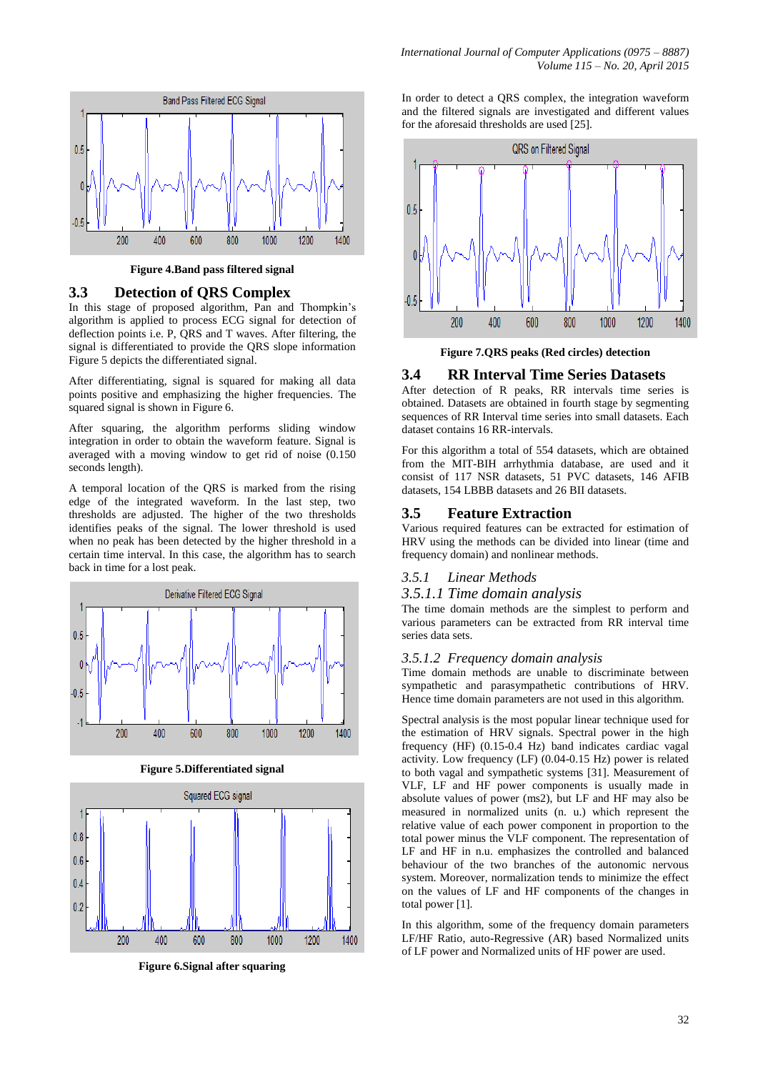Figure 4.Band pass filtered signal

## 3.3 Detection of QRS Complex

In this stage of proposed algorithm, Pan and Thompkin's algorithm is applied to process ECG signal for detection of deflection points i.e. P, QRS and T waves. After filtering, the signal is differentiated to provide the QRS slope information Figure 5 depicts the differentiated signal.

After differentiating, signal is squared for making all data points positive and emphasizing the higher frequencies. The squared signal is shown in Figure 6.

After squaring, the algorithm performs sliding window integration in order to obtain the waveform feature. Signal is averaged with a moving window to get rid of noise (0.150 seconds length).

A temporal location of the QRS is marked from the rising edge of the integrated waveform. In the last step, two thresholds are adjusted. The higher of the two thresholds identifies peaks of the signal. The lower threshold is used when no peak has been detected by the higher threshold in a certain time interval. In this case, the algorithm has to search back in time for a lost peak.

Figure 5.Differentiated signal

Figure 6.Signal after squaring

In order to detect a QRS complex, the integration waveform and the filtered signals are investigated and different values for the aforesaid thresholds are used [25].

Figure 7.QRS peaks (Red circles) detection

## 3.4 RR Interval Time Series Datasets

After detection of R peaks, RR intervals time series is obtained. Datasets are obtained in fourth stage by segmenting sequences of RR Interval time series into small datasets. Each dataset contains 16 RR-intervals.

For this algorithm a total of 554 datasets, which are obtained from the MIT-BIH arrhythmia database, are used and it consist of 117 NSR datasets, 51 PVC datasets, 146 AFIB datasets, 154 LBBB datasets and 26 BII datasets.

## 3.5 Feature Extraction

Various required features can be extracted for estimation of HRV using the methods can be divided into linear (time and frequency domain) and nonlinear methods.

### *3.5.1 Linear Methods*

#### *3.5.1.1 Time domain analysis*

The time domain methods are the simplest to perform and various parameters can be extracted from RR interval time series data sets.

#### *3.5.1.2 Frequency domain analysis*

Time domain methods are unable to discriminate between sympathetic and parasympathetic contributions of HRV. Hence time domain parameters are not used in this algorithm.

Spectral analysis is the most popular linear technique used for the estimation of HRV signals. Spectral power in the high frequency (HF) (0.15-0.4 Hz) band indicates cardiac vagal activity. Low frequency (LF) (0.04-0.15 Hz) power is related to both vagal and sympathetic systems [31]. Measurement of VLF, LF and HF power components is usually made in absolute values of power (ms2), but LF and HF may also be measured in normalized units (n. u.) which represent the relative value of each power component in proportion to the total power minus the VLF component. The representation of LF and HF in n.u. emphasizes the controlled and balanced behaviour of the two branches of the autonomic nervous system. Moreover, normalization tends to minimize the effect on the values of LF and HF components of the changes in total power [1].

In this algorithm, some of the frequency domain parameters LF/HF Ratio, auto-Regressive (AR) based Normalized units of LF power and Normalized units of HF power are used.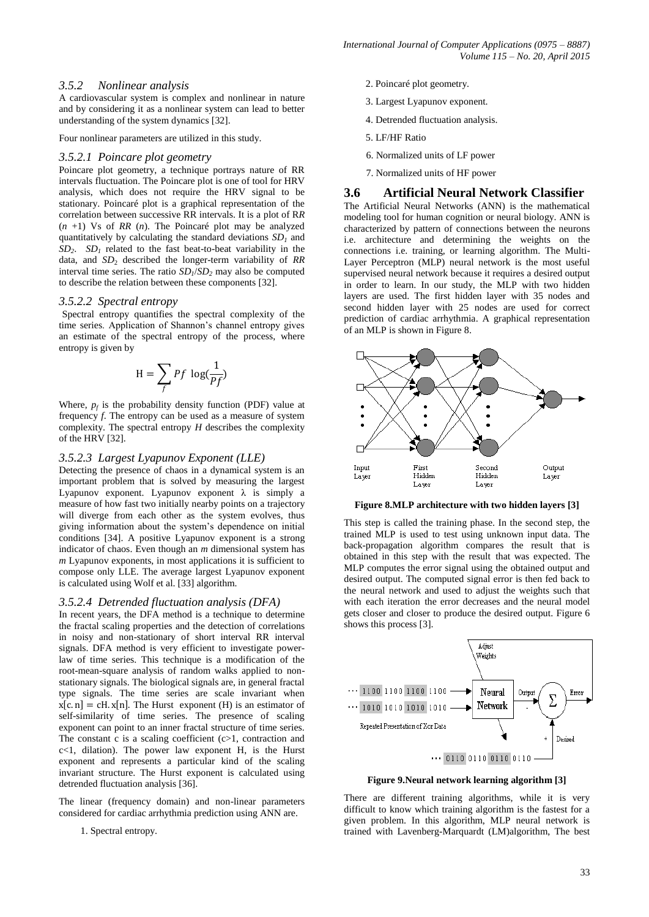#### 3.5.2 Nonlinear analysis

A cardiovascular system is complex and nonlinear in nature and by considering it as a nonlinear system can lead to better understanding of the system dynamics [32].

Four nonlinear parameters are utilized in this study.

##### 3.5.2.1 Poincare plot geometry

Poincare plot geometry, a technique portrays nature of RR intervals fluctuation. The Poincare plot is one of tool for HRV analysis, which does not require the HRV signal to be stationary. Poincaré plot is a graphical representation of the correlation between successive RR intervals. It is a plot of R*R* (*n* +1) Vs of *RR* (*n*). The Poincaré plot may be analyzed quantitatively by calculating the standard deviations $SD_1$ and $SD_2$. $SD_1$ related to the fast beat-to-beat variability in the data, and $SD_2$ described the longer-term variability of *RR* interval time series. The ratio $SD_1/SD_2$ may also be computed to describe the relation between these components [32].

##### 3.5.2.2 Spectral entropy

Spectral entropy quantifies the spectral complexity of the time series. Application of Shannon's channel entropy gives an estimate of the spectral entropy of the process, where entropy is given by

$$\mathrm{H} = \sum_{f} Pf \ \log(\frac{1}{Pf})$$

Where, $p_f$ is the probability density function (PDF) value at frequency *f*. The entropy can be used as a measure of system complexity. The spectral entropy *H* describes the complexity of the HRV [32].

##### 3.5.2.3 Largest Lyapunov Exponent (LLE)

Detecting the presence of chaos in a dynamical system is an important problem that is solved by measuring the largest Lyapunov exponent. Lyapunov exponent λ is simply a measure of how fast two initially nearby points on a trajectory will diverge from each other as the system evolves, thus giving information about the system's dependence on initial conditions [34]. A positive Lyapunov exponent is a strong indicator of chaos. Even though an *m* dimensional system has *m* Lyapunov exponents, in most applications it is sufficient to compose only LLE. The average largest Lyapunov exponent is calculated using Wolf et al. [33] algorithm.

##### 3.5.2.4 Detrended fluctuation analysis (DFA)

In recent years, the DFA method is a technique to determine the fractal scaling properties and the detection of correlations in noisy and non-stationary of short interval RR interval signals. DFA method is very efficient to investigate power-law of time series. This technique is a modification of the root-mean-square analysis of random walks applied to non-stationary signals. The biological signals are, in general fractal type signals. The time series are scale invariant when $\mathrm{x}[\mathrm{c.n}] = \mathrm{cH.x}[\mathrm{n}]$. The Hurst exponent (H) is an estimator of self-similarity of time series. The presence of scaling exponent can point to an inner fractal structure of time series. The constant c is a scaling coefficient (c>1, contraction and c<1, dilation). The power law exponent H, is the Hurst exponent and represents a particular kind of the scaling invariant structure. The Hurst exponent is calculated using detrended fluctuation analysis [36].

The linear (frequency domain) and non-linear parameters considered for cardiac arrhythmia prediction using ANN are.

1. Spectral entropy.
2. Poincaré plot geometry.
3. Largest Lyapunov exponent.
4. Detrended fluctuation analysis.
5. LF/HF Ratio
6. Normalized units of LF power
7. Normalized units of HF power

## 3.6 Artificial Neural Network Classifier

The Artificial Neural Networks (ANN) is the mathematical modeling tool for human cognition or neural biology. ANN is characterized by pattern of connections between the neurons i.e. architecture and determining the weights on the connections i.e. training, or learning algorithm. The Multi-Layer Perceptron (MLP) neural network is the most useful supervised neural network because it requires a desired output in order to learn. In our study, the MLP with two hidden layers are used. The first hidden layer with 35 nodes and second hidden layer with 25 nodes are used for correct prediction of cardiac arrhythmia. A graphical representation of an MLP is shown in Figure 8.

**Figure 8.MLP architecture with two hidden layers [3]**

This step is called the training phase. In the second step, the trained MLP is used to test using unknown input data. The back-propagation algorithm compares the result that is obtained in this step with the result that was expected. The MLP computes the error signal using the obtained output and desired output. The computed signal error is then fed back to the neural network and used to adjust the weights such that with each iteration the error decreases and the neural model gets closer and closer to produce the desired output. Figure 6 shows this process [3].

**Figure 9.Neural network learning algorithm [3]**

There are different training algorithms, while it is very difficult to know which training algorithm is the fastest for a given problem. In this algorithm, MLP neural network is trained with Lavenberg-Marquardt (LM)algorithm, The best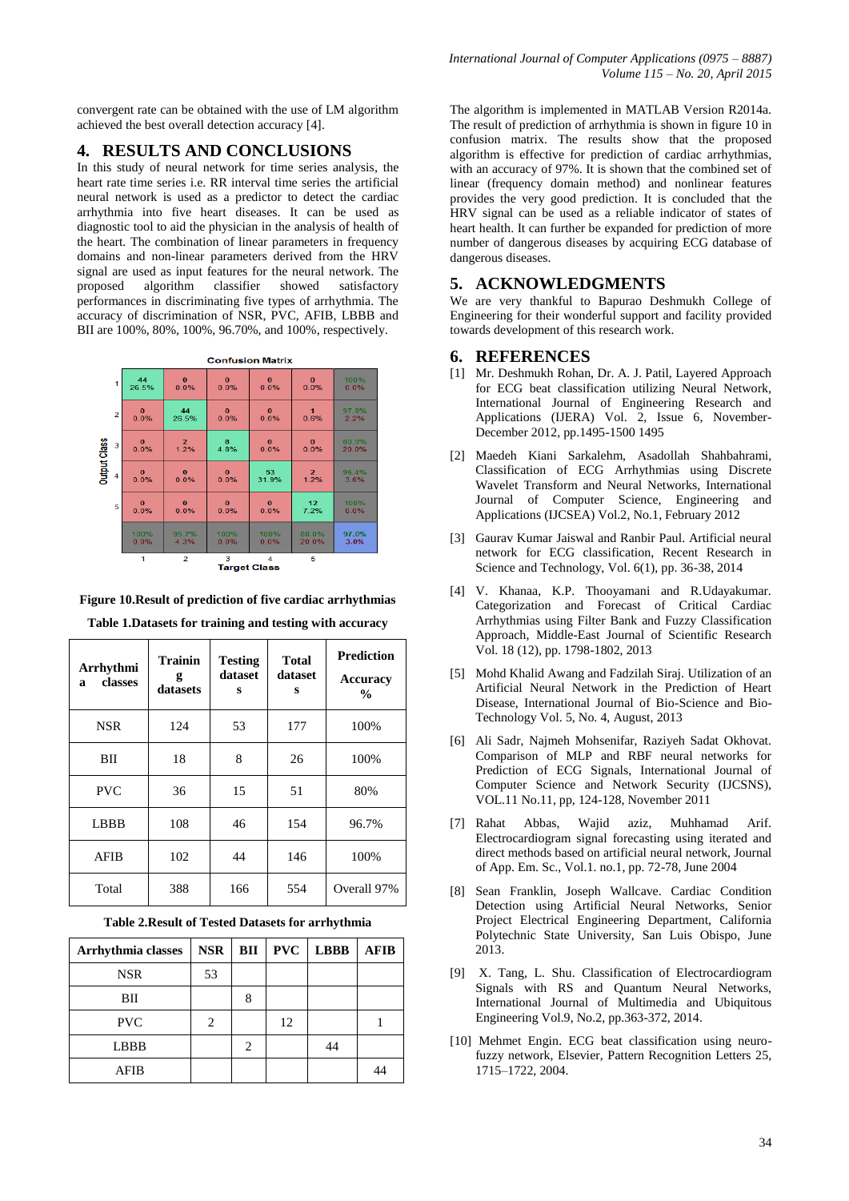convergent rate can be obtained with the use of LM algorithm achieved the best overall detection accuracy [4].

## 4. RESULTS AND CONCLUSIONS

In this study of neural network for time series analysis, the heart rate time series i.e. RR interval time series the artificial neural network is used as a predictor to detect the cardiac arrhythmia into five heart diseases. It can be used as diagnostic tool to aid the physician in the analysis of health of the heart. The combination of linear parameters in frequency domains and non-linear parameters derived from the HRV signal are used as input features for the neural network. The proposed algorithm classifier showed satisfactory performances in discriminating five types of arrhythmia. The accuracy of discrimination of NSR, PVC, AFIB, LBBB and BII are 100%, 80%, 100%, 96.70%, and 100%, respectively.

**Confusion Matrix**

| Output Class \ Target Class | 1 | 2 | 3 | 4 | 5 | |
|---|---|---|---|---|---|---|
| 1 | 44 26.5% | 0 0.0% | 0 0.0% | 0 0.0% | 0 0.0% | 100% 0.0% |
| 2 | 0 0.0% | 44 26.5% | 0 0.0% | 0 0.0% | 1 0.6% | 97.8% 2.2% |
| 3 | 0 0.0% | 2 1.2% | 8 4.8% | 0 0.0% | 0 0.0% | 80.0% 20.0% |
| 4 | 0 0.0% | 0 0.0% | 0 0.0% | 53 31.9% | 2 1.2% | 96.4% 3.6% |
| 5 | 0 0.0% | 0 0.0% | 0 0.0% | 0 0.0% | 12 7.2% | 100% 0.0% |
| | 100% 0.0% | 95.7% 4.3% | 100% 0.0% | 100% 0.0% | 80.0% 20.0% | 97.0% 3.0% |

**Figure 10.Result of prediction of five cardiac arrhythmias**

**Table 1.Datasets for training and testing with accuracy**

| Arrhythmia classes | Training datasets | Testing datasets | Total datasets | Prediction Accuracy % |
|---|---|---|---|---|
| NSR | 124 | 53 | 177 | 100% |
| BII | 18 | 8 | 26 | 100% |
| PVC | 36 | 15 | 51 | 80% |
| LBBB | 108 | 46 | 154 | 96.7% |
| AFIB | 102 | 44 | 146 | 100% |
| Total | 388 | 166 | 554 | Overall 97% |

**Table 2.Result of Tested Datasets for arrhythmia**

| Arrhythmia classes | NSR | BII | PVC | LBBB | AFIB |
|---|---|---|---|---|---|
| NSR | 53 | | | | |
| BII | | 8 | | | |
| PVC | 2 | | 12 | | 1 |
| LBBB | | 2 | | 44 | |
| AFIB | | | | | 44 |

The algorithm is implemented in MATLAB Version R2014a. The result of prediction of arrhythmia is shown in figure 10 in confusion matrix. The results show that the proposed algorithm is effective for prediction of cardiac arrhythmias, with an accuracy of 97%. It is shown that the combined set of linear (frequency domain method) and nonlinear features provides the very good prediction. It is concluded that the HRV signal can be used as a reliable indicator of states of heart health. It can further be expanded for prediction of more number of dangerous diseases by acquiring ECG database of dangerous diseases.

## 5. ACKNOWLEDGMENTS

We are very thankful to Bapurao Deshmukh College of Engineering for their wonderful support and facility provided towards development of this research work.

## 6. REFERENCES

[1] Mr. Deshmukh Rohan, Dr. A. J. Patil, Layered Approach for ECG beat classification utilizing Neural Network, International Journal of Engineering Research and Applications (IJERA) Vol. 2, Issue 6, November-December 2012, pp.1495-1500 1495

[2] Maedeh Kiani Sarkalehm, Asadollah Shahbahrami, Classification of ECG Arrhythmias using Discrete Wavelet Transform and Neural Networks, International Journal of Computer Science, Engineering and Applications (IJCSEA) Vol.2, No.1, February 2012

[3] Gaurav Kumar Jaiswal and Ranbir Paul. Artificial neural network for ECG classification, Recent Research in Science and Technology, Vol. 6(1), pp. 36-38, 2014

[4] V. Khanaa, K.P. Thooyamani and R.Udayakumar. Categorization and Forecast of Critical Cardiac Arrhythmias using Filter Bank and Fuzzy Classification Approach, Middle-East Journal of Scientific Research Vol. 18 (12), pp. 1798-1802, 2013

[5] Mohd Khalid Awang and Fadzilah Siraj. Utilization of an Artificial Neural Network in the Prediction of Heart Disease, International Journal of Bio-Science and Bio-Technology Vol. 5, No. 4, August, 2013

[6] Ali Sadr, Najmeh Mohsenifar, Raziyeh Sadat Okhovat. Comparison of MLP and RBF neural networks for Prediction of ECG Signals, International Journal of Computer Science and Network Security (IJCSNS), VOL.11 No.11, pp, 124-128, November 2011

[7] Rahat Abbas, Wajid aziz, Muhhamad Arif. Electrocardiogram signal forecasting using iterated and direct methods based on artificial neural network, Journal of App. Em. Sc., Vol.1. no.1, pp. 72-78, June 2004

[8] Sean Franklin, Joseph Wallcave. Cardiac Condition Detection using Artificial Neural Networks, Senior Project Electrical Engineering Department, California Polytechnic State University, San Luis Obispo, June 2013.

[9] X. Tang, L. Shu. Classification of Electrocardiogram Signals with RS and Quantum Neural Networks, International Journal of Multimedia and Ubiquitous Engineering Vol.9, No.2, pp.363-372, 2014.

[10] Mehmet Engin. ECG beat classification using neuro-fuzzy network, Elsevier, Pattern Recognition Letters 25, 1715–1722, 2004.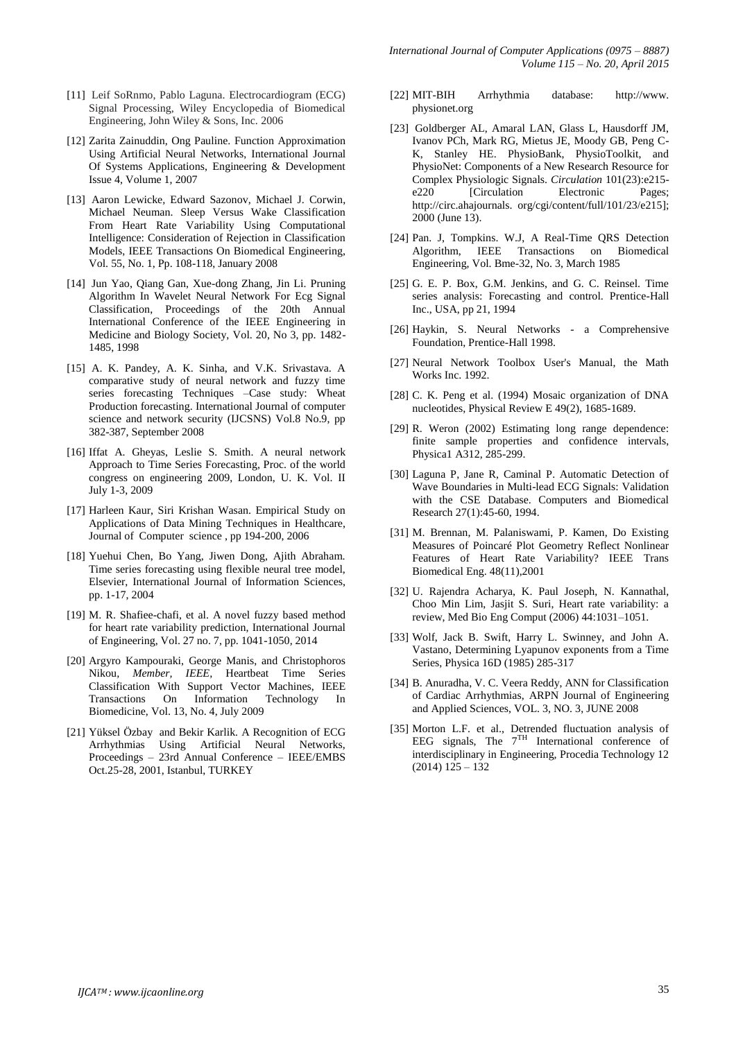[11] Leif SoRnmo, Pablo Laguna. Electrocardiogram (ECG) Signal Processing, Wiley Encyclopedia of Biomedical Engineering, John Wiley & Sons, Inc. 2006

[12] Zarita Zainuddin, Ong Pauline. Function Approximation Using Artificial Neural Networks, International Journal Of Systems Applications, Engineering & Development Issue 4, Volume 1, 2007

[13] Aaron Lewicke, Edward Sazonov, Michael J. Corwin, Michael Neuman. Sleep Versus Wake Classification From Heart Rate Variability Using Computational Intelligence: Consideration of Rejection in Classification Models, IEEE Transactions On Biomedical Engineering, Vol. 55, No. 1, Pp. 108-118, January 2008

[14] Jun Yao, Qiang Gan, Xue-dong Zhang, Jin Li. Pruning Algorithm In Wavelet Neural Network For Ecg Signal Classification, Proceedings of the 20th Annual International Conference of the IEEE Engineering in Medicine and Biology Society, Vol. 20, No 3, pp. 1482-1485, 1998

[15] A. K. Pandey, A. K. Sinha, and V.K. Srivastava. A comparative study of neural network and fuzzy time series forecasting Techniques –Case study: Wheat Production forecasting. International Journal of computer science and network security (IJCSNS) Vol.8 No.9, pp 382-387, September 2008

[16] Iffat A. Gheyas, Leslie S. Smith. A neural network Approach to Time Series Forecasting, Proc. of the world congress on engineering 2009, London, U. K. Vol. II July 1-3, 2009

[17] Harleen Kaur, Siri Krishan Wasan. Empirical Study on Applications of Data Mining Techniques in Healthcare, Journal of Computer science , pp 194-200, 2006

[18] Yuehui Chen, Bo Yang, Jiwen Dong, Ajith Abraham. Time series forecasting using flexible neural tree model, Elsevier, International Journal of Information Sciences, pp. 1-17, 2004

[19] M. R. Shafiee-chafi, et al. A novel fuzzy based method for heart rate variability prediction, International Journal of Engineering, Vol. 27 no. 7, pp. 1041-1050, 2014

[20] Argyro Kampouraki, George Manis, and Christophoros Nikou, *Member, IEEE*, Heartbeat Time Series Classification With Support Vector Machines, IEEE Transactions On Information Technology In Biomedicine, Vol. 13, No. 4, July 2009

[21] Yüksel Özbay and Bekir Karlik. A Recognition of ECG Arrhythmias Using Artificial Neural Networks, Proceedings – 23rd Annual Conference – IEEE/EMBS Oct.25-28, 2001, Istanbul, TURKEY

[22] MIT-BIH Arrhythmia database: http://www. physionet.org

[23] Goldberger AL, Amaral LAN, Glass L, Hausdorff JM, Ivanov PCh, Mark RG, Mietus JE, Moody GB, Peng C-K, Stanley HE. PhysioBank, PhysioToolkit, and PhysioNet: Components of a New Research Resource for Complex Physiologic Signals. *Circulation* 101(23):e215-e220 [Circulation Electronic Pages; http://circ.ahajournals. org/cgi/content/full/101/23/e215]; 2000 (June 13).

[24] Pan. J, Tompkins. W.J, A Real-Time QRS Detection Algorithm, IEEE Transactions on Biomedical Engineering, Vol. Bme-32, No. 3, March 1985

[25] G. E. P. Box, G.M. Jenkins, and G. C. Reinsel. Time series analysis: Forecasting and control. Prentice-Hall Inc., USA, pp 21, 1994

[26] Haykin, S. Neural Networks - a Comprehensive Foundation, Prentice-Hall 1998.

[27] Neural Network Toolbox User's Manual, the Math Works Inc. 1992.

[28] C. K. Peng et al. (1994) Mosaic organization of DNA nucleotides, Physical Review E 49(2), 1685-1689.

[29] R. Weron (2002) Estimating long range dependence: finite sample properties and confidence intervals, Physica1 A312, 285-299.

[30] Laguna P, Jane R, Caminal P. Automatic Detection of Wave Boundaries in Multi-lead ECG Signals: Validation with the CSE Database. Computers and Biomedical Research 27(1):45-60, 1994.

[31] M. Brennan, M. Palaniswami, P. Kamen, Do Existing Measures of Poincaré Plot Geometry Reflect Nonlinear Features of Heart Rate Variability? IEEE Trans Biomedical Eng. 48(11),2001

[32] U. Rajendra Acharya, K. Paul Joseph, N. Kannathal, Choo Min Lim, Jasjit S. Suri, Heart rate variability: a review, Med Bio Eng Comput (2006) 44:1031–1051.

[33] Wolf, Jack B. Swift, Harry L. Swinney, and John A. Vastano, Determining Lyapunov exponents from a Time Series, Physica 16D (1985) 285-317

[34] B. Anuradha, V. C. Veera Reddy, ANN for Classification of Cardiac Arrhythmias, ARPN Journal of Engineering and Applied Sciences, VOL. 3, NO. 3, JUNE 2008

[35] Morton L.F. et al., Detrended fluctuation analysis of EEG signals, The 7TH International conference of interdisciplinary in Engineering, Procedia Technology 12 (2014) 125 – 132